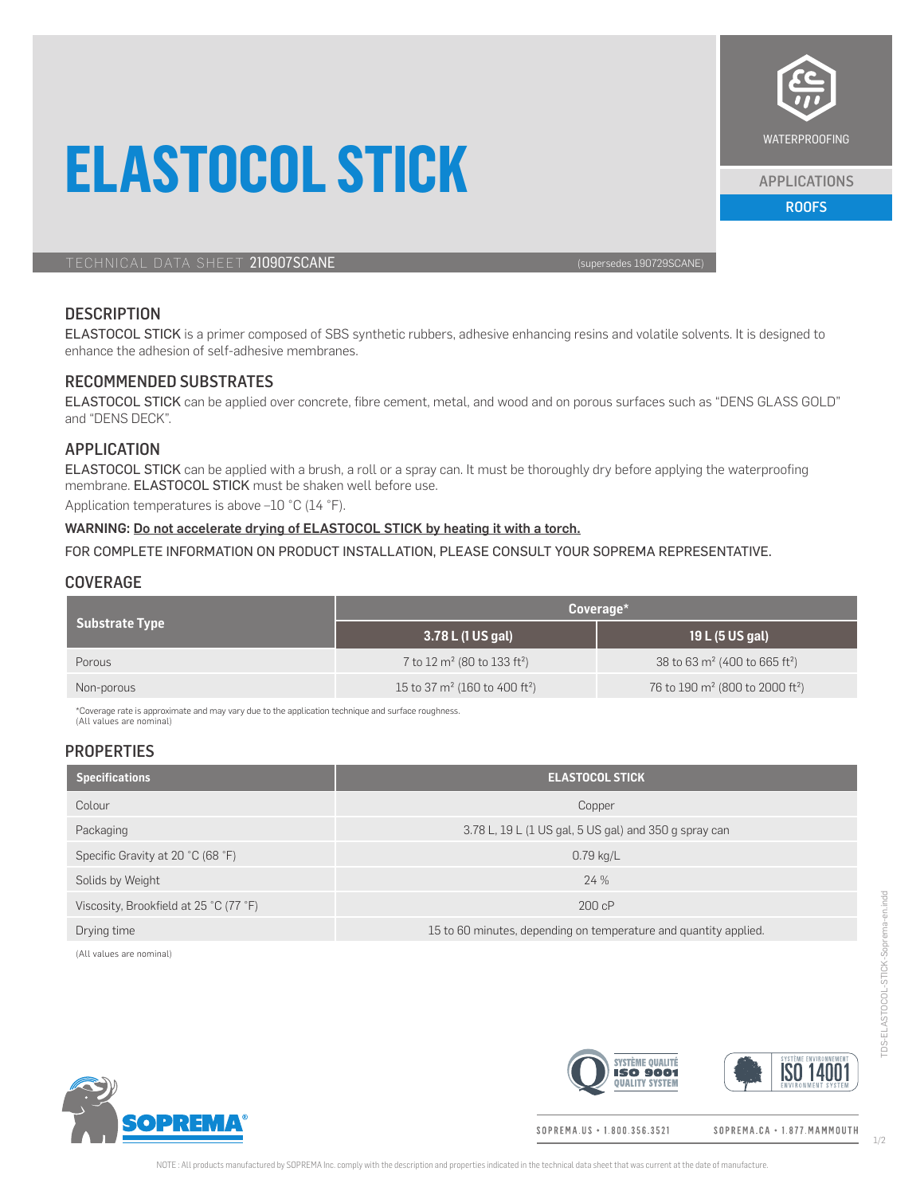# ELASTOCOL STICK

WATERPROOFING

APPLICATIONS

ROOFS

TECHNICAL DATA SHEET 210907SCANE (supersedes 190729SCANE)

## DESCRIPTION

ELASTOCOL STICK is a primer composed of SBS synthetic rubbers, adhesive enhancing resins and volatile solvents. It is designed to enhance the adhesion of self-adhesive membranes.

## RECOMMENDED SUBSTRATES

ELASTOCOL STICK can be applied over concrete, fibre cement, metal, and wood and on porous surfaces such as "DENS GLASS GOLD" and "DENS DECK".

## APPLICATION

ELASTOCOL STICK can be applied with a brush, a roll or a spray can. It must be thoroughly dry before applying the waterproofing membrane. ELASTOCOL STICK must be shaken well before use.

Application temperatures is above –10 °C (14 °F).

WARNING: Do not accelerate drying of ELASTOCOL STICK by heating it with a torch.

FOR COMPLETE INFORMATION ON PRODUCT INSTALLATION, PLEASE CONSULT YOUR SOPREMA REPRESENTATIVE.

## COVERAGE

| Substrate Type | Coverage* | |
|---|---|---|
| | **3.78 L (1 US gal)** | **19 L (5 US gal)** |
| Porous | 7 to 12 m² (80 to 133 ft²) | 38 to 63 m² (400 to 665 ft²) |
| Non-porous | 15 to 37 m² (160 to 400 ft²) | 76 to 190 m² (800 to 2000 ft²) |

*Coverage rate is approximate and may vary due to the application technique and surface roughness.
(All values are nominal)

## PROPERTIES

| Specifications | ELASTOCOL STICK |
|---|---|
| Colour | Copper |
| Packaging | 3.78 L, 19 L (1 US gal, 5 US gal) and 350 g spray can |
| Specific Gravity at 20 °C (68 °F) | 0.79 kg/L |
| Solids by Weight | 24 % |
| Viscosity, Brookfield at 25 °C (77 °F) | 200 cP |
| Drying time | 15 to 60 minutes, depending on temperature and quantity applied. |

(All values are nominal)

SYSTÈME QUALITÉ ISO 9001 QUALITY SYSTEM

SYSTÈME ENVIRONNEMENT ISO 14001 ENVIRONMENT SYSTEM

SOPREMA.US • 1.800.356.3521    SOPREMA.CA • 1.877.MAMMOUTH

NOTE : All products manufactured by SOPREMA Inc. comply with the description and properties indicated in the technical data sheet that was current at the date of manufacture.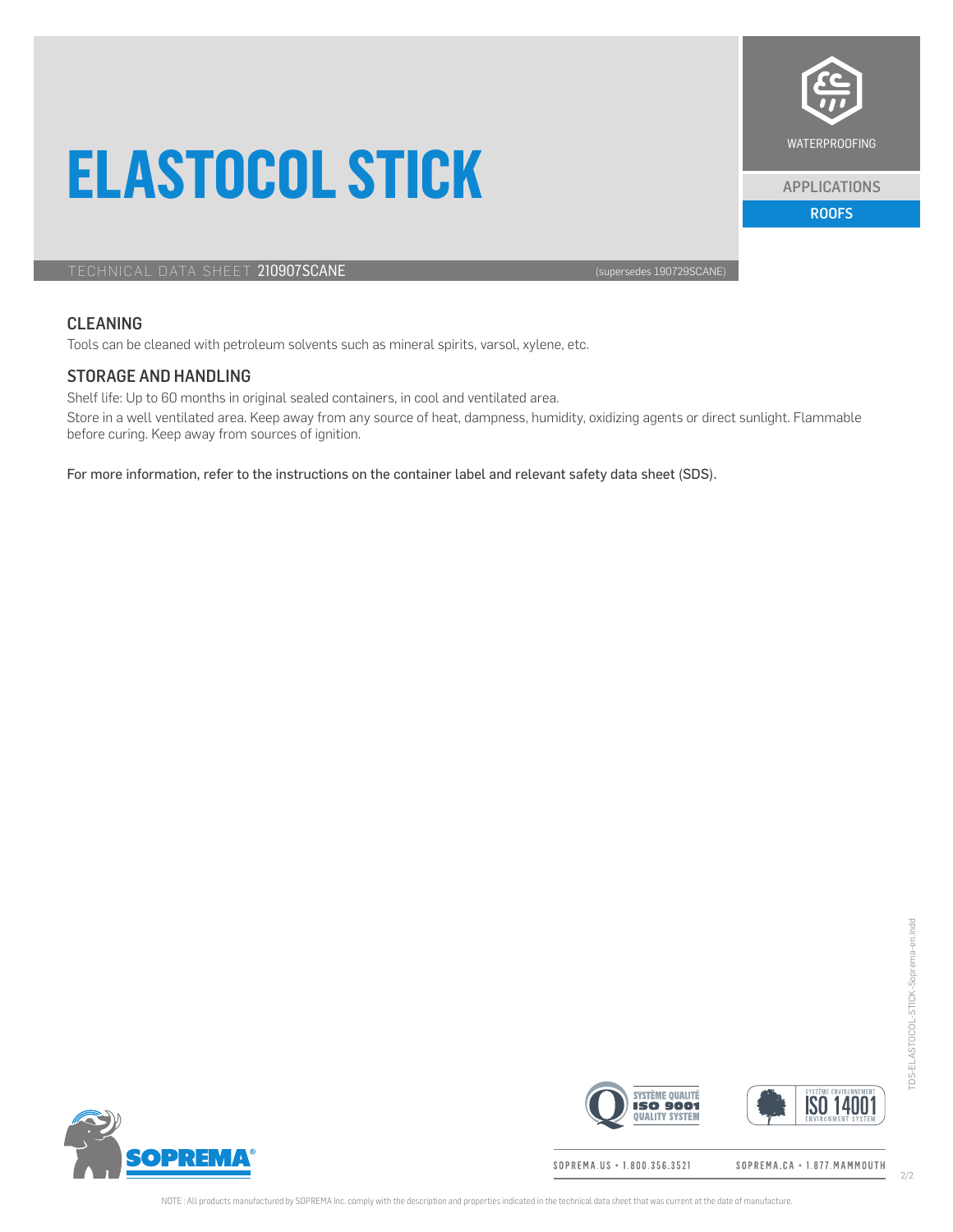# ELASTOCOL STICK

WATERPROOFING

APPLICATIONS

ROOFS

TECHNICAL DATA SHEET **210907SCANE** (supersedes 190729SCANE)

## CLEANING

Tools can be cleaned with petroleum solvents such as mineral spirits, varsol, xylene, etc.

## STORAGE AND HANDLING

Shelf life: Up to 60 months in original sealed containers, in cool and ventilated area.

Store in a well ventilated area. Keep away from any source of heat, dampness, humidity, oxidizing agents or direct sunlight. Flammable before curing. Keep away from sources of ignition.

For more information, refer to the instructions on the container label and relevant safety data sheet (SDS).

SOPREMA.US • 1.800.356.3521 SOPREMA.CA • 1.877.MAMMOUTH

NOTE : All products manufactured by SOPREMA Inc. comply with the description and properties indicated in the technical data sheet that was current at the date of manufacture.